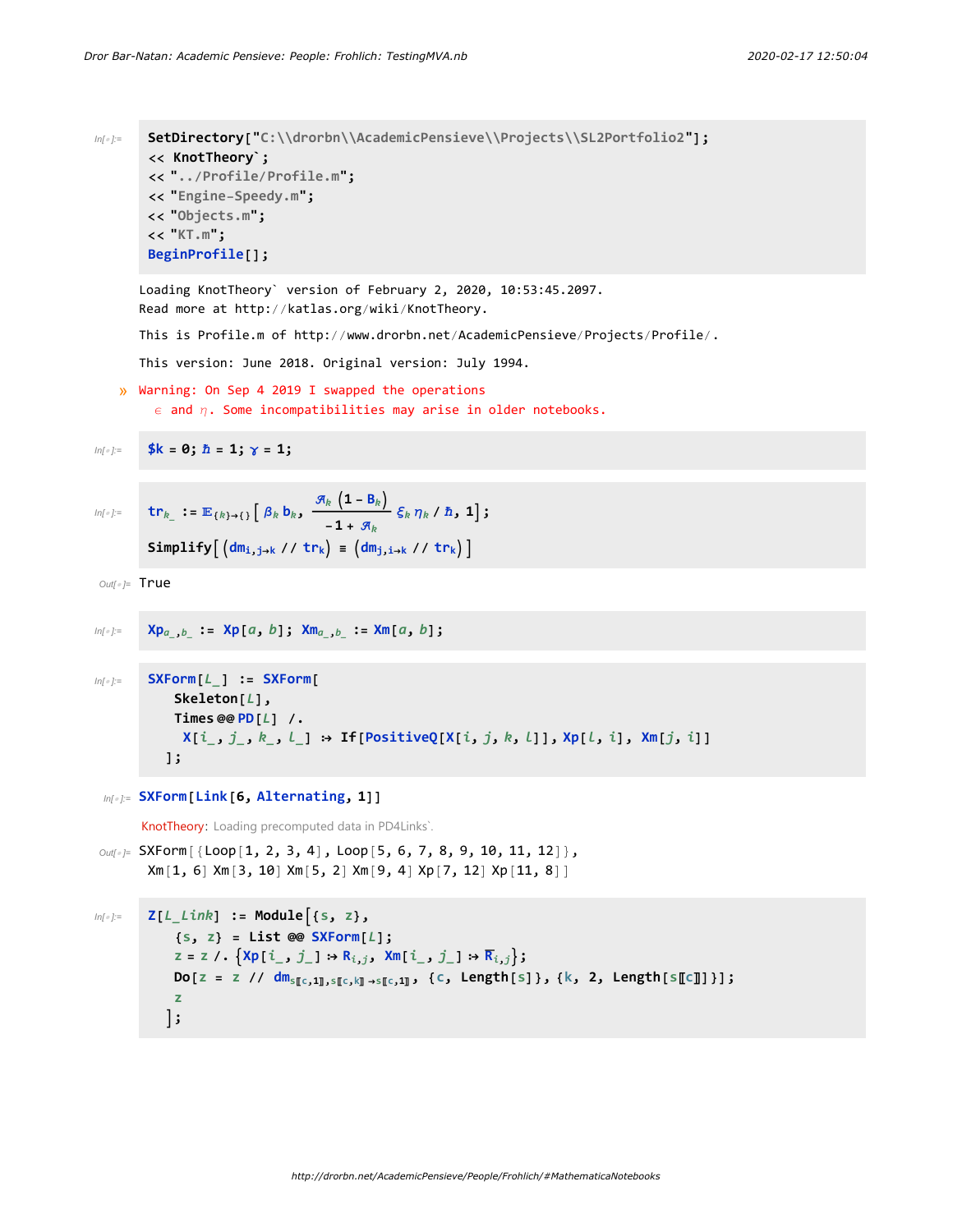In[∘]:=

```
SetDirectory["C:\\drorbn\\AcademicPensieve\\Projects\\SL2Portfolio2"];
<< KnotTheory`;
<< "../Profile/Profile.m";
<< "Engine-Speedy.m";
<< "Objects.m";
<< "KT.m";
BeginProfile[];
```

Loading KnotTheory` version of February 2, 2020, 10:53:45.2097.
Read more at http://katlas.org/wiki/KnotTheory.

This is Profile.m of http://www.drorbn.net/AcademicPensieve/Projects/Profile/.

This version: June 2018. Original version: July 1994.

» Warning: On Sep 4 2019 I swapped the operations ∊ and η. Some incompatibilities may arise in older notebooks.

In[∘]:=

```
$k = 0; ℏ = 1; γ = 1;
```

In[∘]:=

$$\text{tr}_{k\_} := \mathbb{E}_{\{k\}\to\{\}}\left[\beta_k\, b_k,\ \frac{\mathcal{A}_k\,(1 - \text{B}_k)}{-1 + \mathcal{A}_k}\,\xi_k\,\eta_k / \hbar,\ 1\right];$$

$$\text{Simplify}\left[\left(\text{dm}_{i,j\to k}\ //\ \text{tr}_k\right) \equiv \left(\text{dm}_{j,i\to k}\ //\ \text{tr}_k\right)\right]$$

Out[∘]= True

In[∘]:=

```
Xp[a_, b_] := Xp[a, b]; Xm[a_, b_] := Xm[a, b];
```

(in the notebook the left-hand sides are written with subscripts: $\text{Xp}_{a\_,b\_}$ and $\text{Xm}_{a\_,b\_}$)

In[∘]:=

```
SXForm[L_] := SXForm[
   Skeleton[L],
   Times @@ PD[L] /.
    X[i_, j_, k_, l_] :→ If[PositiveQ[X[i, j, k, l]], Xp[l, i], Xm[j, i]]
  ];
```

In[∘]:=

```
SXForm[Link[6, Alternating, 1]]
```

KnotTheory: Loading precomputed data in PD4Links`.

Out[∘]= SXForm[{Loop[1, 2, 3, 4], Loop[5, 6, 7, 8, 9, 10, 11, 12]},
 Xm[1, 6] Xm[3, 10] Xm[5, 2] Xm[9, 4] Xp[7, 12] Xp[11, 8]]

In[∘]:=

```
Z[L_Link] := Module[{s, z},
   {s, z} = List @@ SXForm[L];
   z = z /. {Xp[i_, j_] :→ R[i,j], Xm[i_, j_] :→ R̄[i,j]};
   Do[z = z // dm[s⟦c,1⟧, s⟦c,k⟧ → s⟦c,1⟧], {c, Length[s]}, {k, 2, Length[s⟦c⟧]}];
   z
  ];
```

(in the notebook the replacement targets are written with subscripts, $R_{i,j}$ and $\overline{R}_{i,j}$, and dm is written as $\text{dm}_{s⟦c,1⟧,\,s⟦c,k⟧\to s⟦c,1⟧}$)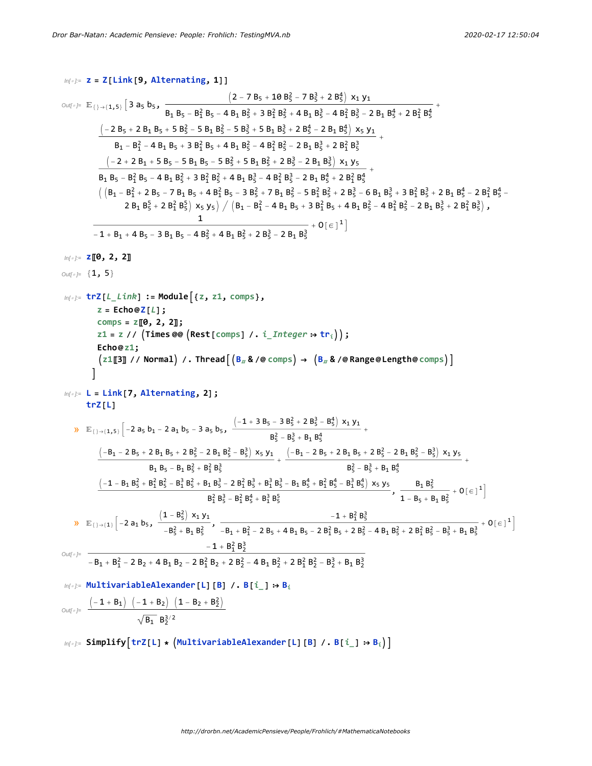In[∘]:= `z = Z[Link[9, Alternating, 1]]`

Out[∘]=
$$\mathbb{E}_{\{\}\to\{1,5\}}\Big[3\,a_5\,b_5,\ \frac{\left(2-7 B_5+10 B_5^2-7 B_5^3+2 B_5^4\right) x_1 y_1}{B_1 B_5-B_1^2 B_5-4 B_1 B_5^2+3 B_1^2 B_5^2+4 B_1 B_5^3-4 B_1^2 B_5^3-2 B_1 B_5^4+2 B_1^2 B_5^4}+$$
$$\frac{\left(-2 B_5+2 B_1 B_5+5 B_5^2-5 B_1 B_5^2-5 B_5^3+5 B_1 B_5^3+2 B_5^4-2 B_1 B_5^4\right) x_5 y_1}{B_1-B_1^2-4 B_1 B_5+3 B_1^2 B_5+4 B_1 B_5^2-4 B_1^2 B_5^2-2 B_1 B_5^3+2 B_1^2 B_5^3}+$$
$$\frac{\left(-2+2 B_1+5 B_5-5 B_1 B_5-5 B_5^2+5 B_1 B_5^2+2 B_5^3-2 B_1 B_5^3\right) x_1 y_5}{B_1 B_5-B_1^2 B_5-4 B_1 B_5^2+3 B_1^2 B_5^2+4 B_1 B_5^3-4 B_1^2 B_5^3-2 B_1 B_5^4+2 B_1^2 B_5^4}+$$
$$\Big(\big(B_1-B_1^2+2 B_5-7 B_1 B_5+4 B_1^2 B_5-3 B_5^2+7 B_1 B_5^2-5 B_1^2 B_5^2+2 B_5^3-6 B_1 B_5^3+3 B_1^2 B_5^3+2 B_1 B_5^4-2 B_1^2 B_5^4-2 B_1 B_5^5+2 B_1^2 B_5^5\big) x_5 y_5\Big) \Big/ \left(B_1-B_1^2-4 B_1 B_5+3 B_1^2 B_5+4 B_1 B_5^2-4 B_1^2 B_5^2-2 B_1 B_5^3+2 B_1^2 B_5^3\right),$$
$$\frac{1}{-1+B_1+4 B_5-3 B_1 B_5-4 B_5^2+4 B_1 B_5^2+2 B_5^3-2 B_1 B_5^3}+O[\epsilon]^1\Big]$$

In[∘]:= `z[[0, 2, 2]]`

Out[∘]= `{1, 5}`

In[∘]:=
```
trZ[L_Link] := Module[{z, z1, comps},
  z = Echo@Z[L];
  comps = z[[0, 2, 2]];
  z1 = z // (Times @@ (Rest[comps] /. i_Integer :> tr_i));
  Echo@z1;
  (z1[[3]] // Normal) /. Thread[(B_# & /@ comps) → (B_# & /@ Range@Length@comps)]
 ]
```

In[∘]:=
```
L = Link[7, Alternating, 2];
trZ[L]
```

» 
$$\mathbb{E}_{\{\}\to\{1,5\}}\Big[-2\,a_5\,b_1-2\,a_1\,b_5-3\,a_5\,b_5,\ \frac{\left(-1+3 B_5-3 B_5^2+2 B_5^3-B_5^4\right) x_1 y_1}{B_5^2-B_5^3+B_1 B_5^4}+$$
$$\frac{\left(-B_1-2 B_5+2 B_1 B_5+2 B_5^2-2 B_1 B_5^2-B_5^3\right) x_5 y_1}{B_1 B_5-B_1 B_5^2+B_1^2 B_5^3}+\frac{\left(-B_1-2 B_5+2 B_1 B_5+2 B_5^2-2 B_1 B_5^2-B_5^3\right) x_1 y_5}{B_5^2-B_5^3+B_1 B_5^4}+$$
$$\frac{\left(-1-B_1 B_5^2+B_1^2 B_5^2-B_1^3 B_5^2+B_1 B_5^3-2 B_1^2 B_5^3+B_1^3 B_5^3-B_1 B_5^4+B_1^2 B_5^4-B_1^3 B_5^4\right) x_5 y_5}{B_1^2 B_5^3-B_1^2 B_5^4+B_1^3 B_5^5},\ \frac{B_1 B_5^2}{1-B_5+B_1 B_5^2}+O[\epsilon]^1\Big]$$

» 
$$\mathbb{E}_{\{\}\to\{1\}}\Big[-2\,a_1\,b_5,\ \frac{\left(1-B_5^2\right) x_1 y_1}{-B_5^2+B_1 B_5^2},\ \frac{-1+B_1^2 B_5^3}{-B_1+B_1^2-2 B_5+4 B_1 B_5-2 B_1^2 B_5+2 B_5^2-4 B_1 B_5^2+2 B_1^2 B_5^2-B_5^3+B_1 B_5^3}+O[\epsilon]^1\Big]$$

Out[∘]=
$$\frac{-1+B_1^2 B_2^3}{-B_1+B_1^2-2 B_2+4 B_1 B_2-2 B_1^2 B_2+2 B_2^2-4 B_1 B_2^2+2 B_1^2 B_2^2-B_2^3+B_1 B_2^3}$$

In[∘]:= `MultivariableAlexander[L][B] /. B[i_] :> B_i`

Out[∘]=
$$\frac{(-1+B_1)\,(-1+B_2)\,\left(1-B_2+B_2^2\right)}{\sqrt{B_1}\;B_2^{3/2}}$$

In[∘]:= `Simplify[trZ[L] * (MultivariableAlexander[L][B] /. B[i_] :> B_i)]`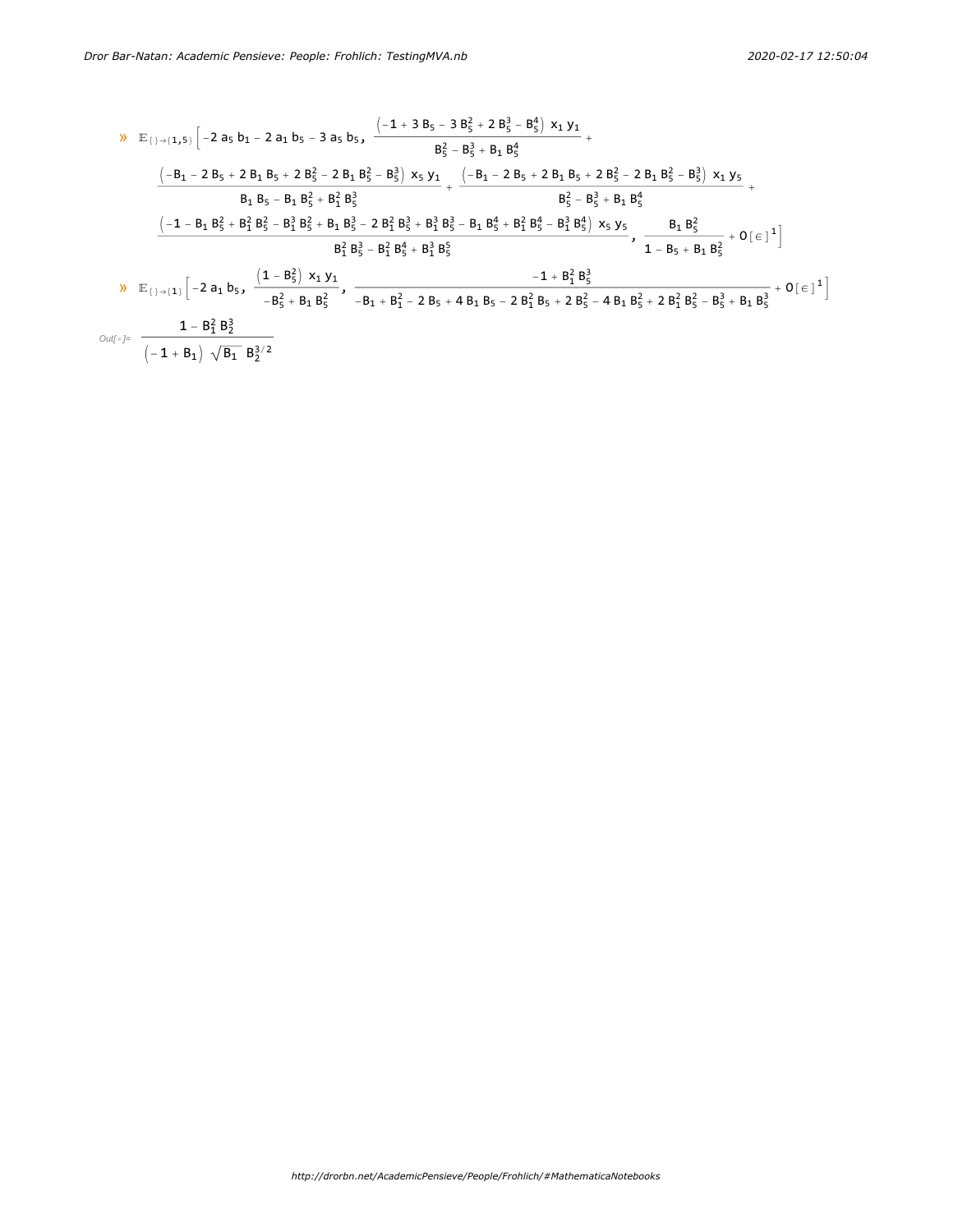$$\mathbb{E}_{\{\}\to\{1,5\}}\Big[-2\,a_5\,b_1-2\,a_1\,b_5-3\,a_5\,b_5,\ \frac{\left(-1+3\,B_5-3\,B_5^2+2\,B_5^3-B_5^4\right)\,x_1\,y_1}{B_5^2-B_5^3+B_1\,B_5^4}+\frac{\left(-B_1-2\,B_5+2\,B_1\,B_5+2\,B_5^2-2\,B_1\,B_5^2-B_5^3\right)\,x_5\,y_1}{B_1\,B_5-B_1\,B_5^2+B_1^2\,B_5^3}+\frac{\left(-B_1-2\,B_5+2\,B_1\,B_5+2\,B_5^2-2\,B_1\,B_5^2-B_5^3\right)\,x_1\,y_5}{B_5^2-B_5^3+B_1\,B_5^4}+\frac{\left(-1-B_1\,B_5^2+B_1^2\,B_5^2-B_1^3\,B_5^2+B_1\,B_5^3-2\,B_1^2\,B_5^3+B_1^3\,B_5^3-B_1\,B_5^4+B_1^2\,B_5^4-B_1^3\,B_5^4\right)\,x_5\,y_5}{B_1^2\,B_5^3-B_1^2\,B_5^4+B_1^3\,B_5^5},\ \frac{B_1\,B_5^2}{1-B_5+B_1\,B_5^2}+O[\epsilon]^1\Big]$$

$$\mathbb{E}_{\{\}\to\{1\}}\Big[-2\,a_1\,b_5,\ \frac{\left(1-B_5^2\right)\,x_1\,y_1}{-B_5^2+B_1\,B_5^2},\ \frac{-1+B_1^2\,B_5^3}{-B_1+B_1^2-2\,B_5+4\,B_1\,B_5-2\,B_1^2\,B_5+2\,B_5^2-4\,B_1\,B_5^2+2\,B_1^2\,B_5^2-B_5^3+B_1\,B_5^3}+O[\epsilon]^1\Big]$$

Out[∘]=
$$\frac{1-B_1^2\,B_2^3}{\left(-1+B_1\right)\,\sqrt{B_1}\,B_2^{3/2}}$$